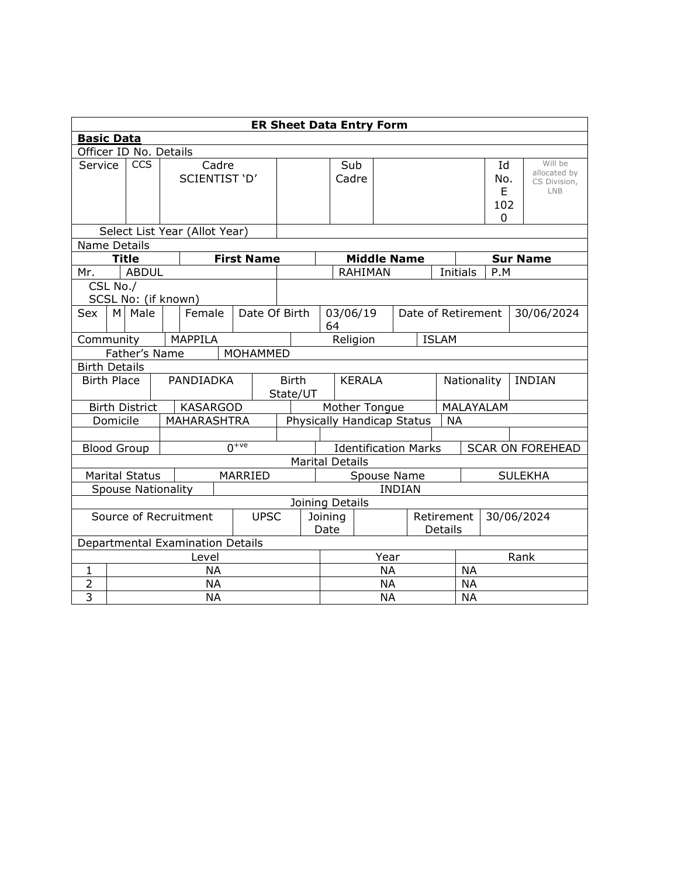# ER Sheet Data Entry Form

**Basic Data**

Officer ID No. Details

| Service | CCS | Cadre SCIENTIST 'D' | | Sub Cadre | | Id No. E 1020 | Will be allocated by CS Division, LNB |
|---|---|---|---|---|---|---|---|

| Select List Year (Allot Year) | |
|---|---|

Name Details

| Title | | First Name | | Middle Name | | | Sur Name |
|---|---|---|---|---|---|---|---|
| Mr. | ABDUL | | | RAHIMAN | | Initials | P.M |

| CSL No./ SCSL No: (if known) | |
|---|---|

| Sex | M | Male | | Female | Date Of Birth | 03/06/1964 | Date of Retirement | 30/06/2024 |
|---|---|---|---|---|---|---|---|---|

| Community | MAPPILA | Religion | ISLAM |
|---|---|---|---|

| Father's Name | MOHAMMED |
|---|---|

Birth Details

| Birth Place | PANDIADKA | Birth State/UT | KERALA | Nationality | INDIAN |
|---|---|---|---|---|---|
| Birth District | KASARGOD | Mother Tongue | | MALAYALAM | |
| Domicile | MAHARASHTRA | Physically Handicap Status | | NA | |

| Blood Group | $0^{+ve}$ | Identification Marks | SCAR ON FOREHEAD |
|---|---|---|---|

Marital Details

| Marital Status | MARRIED | Spouse Name | SULEKHA |
|---|---|---|---|
| Spouse Nationality | INDIAN | | |

Joining Details

| Source of Recruitment | UPSC | Joining Date | | Retirement Details | 30/06/2024 |
|---|---|---|---|---|---|

Departmental Examination Details

| | Level | Year | Rank |
|---|---|---|---|
| 1 | NA | NA | NA |
| 2 | NA | NA | NA |
| 3 | NA | NA | NA |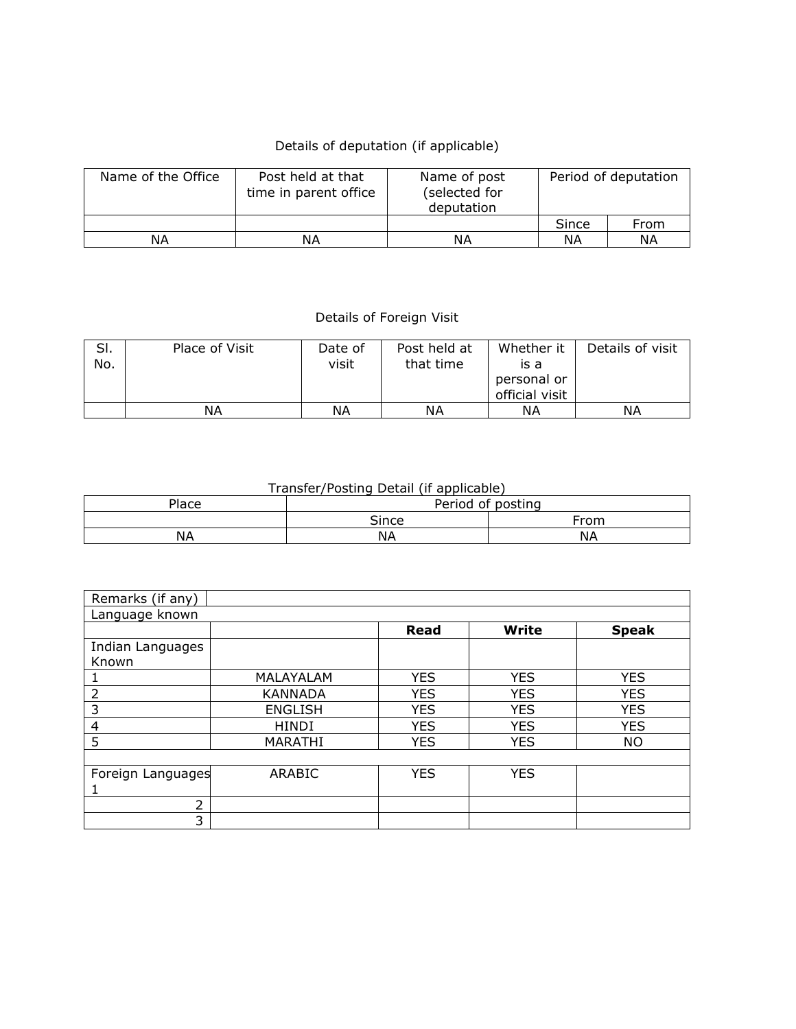Details of deputation (if applicable)

| Name of the Office | Post held at that time in parent office | Name of post (selected for deputation | Period of deputation | |
|---|---|---|---|---|
| | | | Since | From |
| NA | NA | NA | NA | NA |

Details of Foreign Visit

| Sl. No. | Place of Visit | Date of visit | Post held at that time | Whether it is a personal or official visit | Details of visit |
|---|---|---|---|---|---|
| | NA | NA | NA | NA | NA |

Transfer/Posting Detail (if applicable)

| Place | Period of posting | |
|---|---|---|
| | Since | From |
| NA | NA | NA |

| Remarks (if any) | | | | |
|---|---|---|---|---|
| Language known | | | | |
| | | **Read** | **Write** | **Speak** |
| Indian Languages Known | | | | |
| 1 | MALAYALAM | YES | YES | YES |
| 2 | KANNADA | YES | YES | YES |
| 3 | ENGLISH | YES | YES | YES |
| 4 | HINDI | YES | YES | YES |
| 5 | MARATHI | YES | YES | NO |
| | | | | |
| Foreign Languages 1 | ARABIC | YES | YES | |
| 2 | | | | |
| 3 | | | | |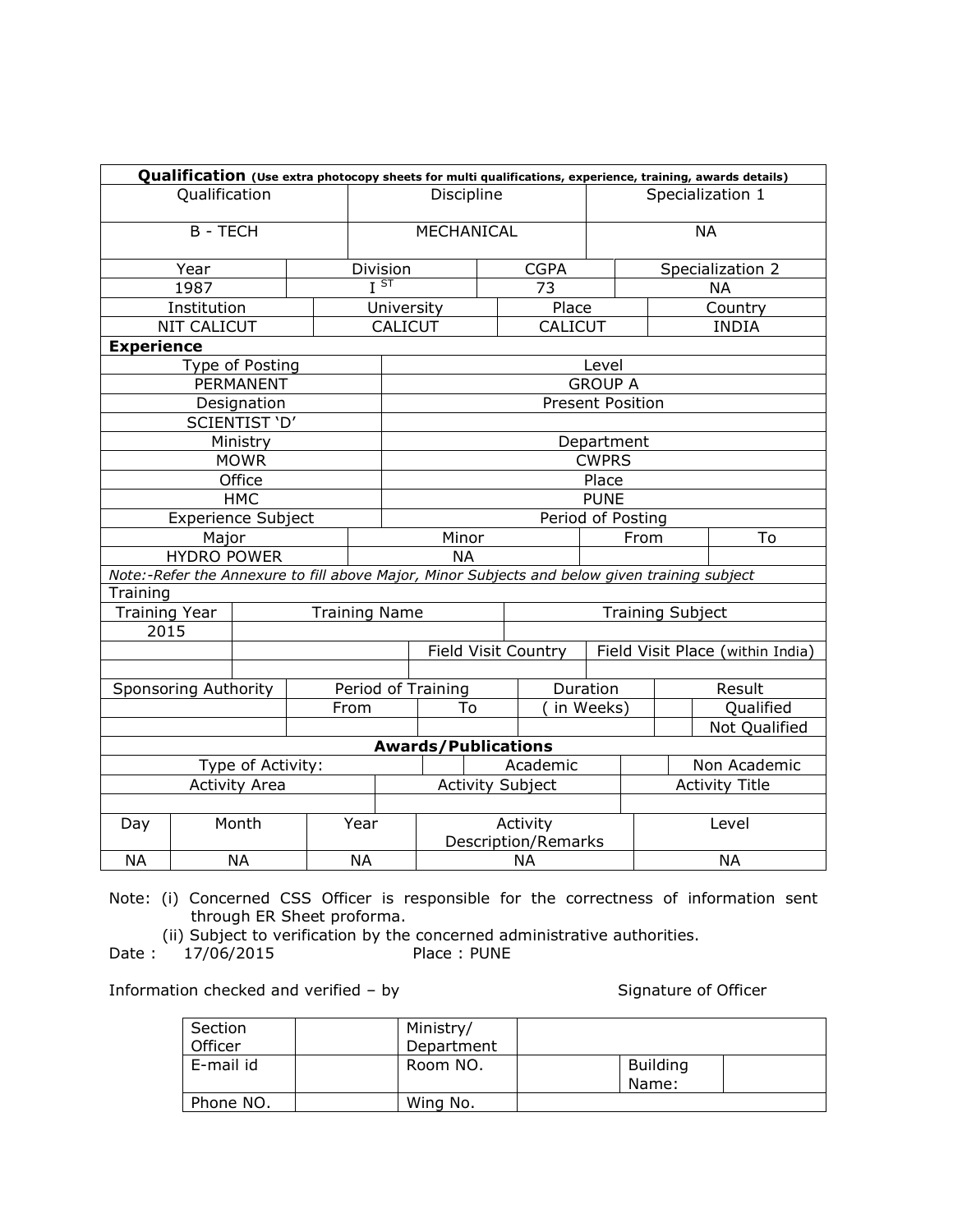**Qualification** (Use extra photocopy sheets for multi qualifications, experience, training, awards details)

| Qualification | Discipline | Specialization 1 |
|---|---|---|
| B - TECH | MECHANICAL | NA |

| Year | Division | CGPA | Specialization 2 |
|---|---|---|---|
| 1987 | I $^{ST}$ | 73 | NA |

| Institution | University | Place | Country |
|---|---|---|---|
| NIT CALICUT | CALICUT | CALICUT | INDIA |

**Experience**

| Type of Posting | Level |
|---|---|
| PERMANENT | GROUP A |
| Designation | Present Position |
| SCIENTIST 'D' | |
| Ministry | Department |
| MOWR | CWPRS |
| Office | Place |
| HMC | PUNE |

| Experience Subject | | Period of Posting | |
|---|---|---|---|
| Major | Minor | From | To |
| HYDRO POWER | NA | | |

*Note:-Refer the Annexure to fill above Major, Minor Subjects and below given training subject*

Training

| Training Year | Training Name | | Training Subject |
|---|---|---|---|
| 2015 | | | |
| | | Field Visit Country | Field Visit Place (within India) |
| | | | |

| Sponsoring Authority | Period of Training | | Duration | Result | |
|---|---|---|---|---|---|
| | From | To | ( in Weeks) | | Qualified |
| | | | | | Not Qualified |

**Awards/Publications**

| Type of Activity: | | Academic | | Non Academic |
|---|---|---|---|---|

| Activity Area | Activity Subject | Activity Title |
|---|---|---|
| | | |

| Day | Month | Year | Activity Description/Remarks | Level |
|---|---|---|---|---|
| NA | NA | NA | NA | NA |

Note: (i) Concerned CSS Officer is responsible for the correctness of information sent through ER Sheet proforma.

(ii) Subject to verification by the concerned administrative authorities.

Date : 17/06/2015 Place : PUNE

Information checked and verified – by Signature of Officer

| | | | | | |
|---|---|---|---|---|---|
| Section Officer | | Ministry/ Department | | | |
| E-mail id | | Room NO. | | Building Name: | |
| Phone NO. | | Wing No. | | | |